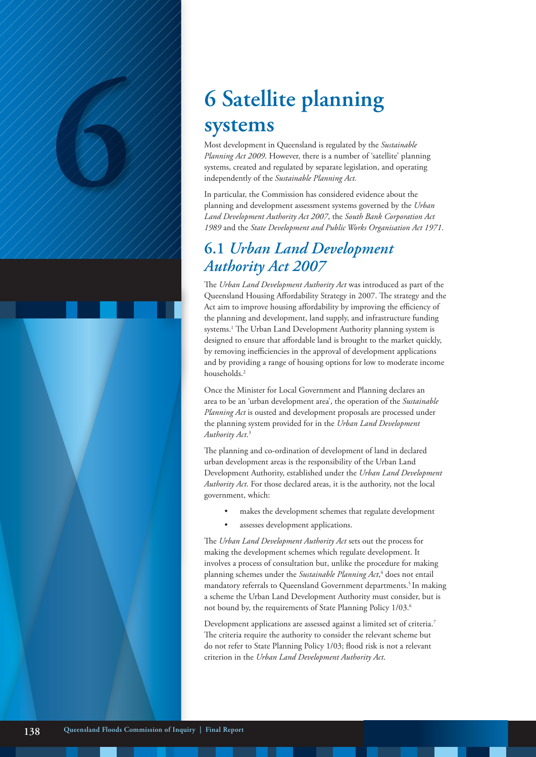# 6 Satellite planning systems

Most development in Queensland is regulated by the *Sustainable Planning Act 2009*. However, there is a number of 'satellite' planning systems, created and regulated by separate legislation, and operating independently of the *Sustainable Planning Act.*

In particular, the Commission has considered evidence about the planning and development assessment systems governed by the *Urban Land Development Authority Act 2007*, the *South Bank Corporation Act 1989* and the *State Development and Public Works Organisation Act 1971*.

## 6.1 *Urban Land Development Authority Act 2007*

The *Urban Land Development Authority Act* was introduced as part of the Queensland Housing Affordability Strategy in 2007. The strategy and the Act aim to improve housing affordability by improving the efficiency of the planning and development, land supply, and infrastructure funding systems.[1] The Urban Land Development Authority planning system is designed to ensure that affordable land is brought to the market quickly, by removing inefficiencies in the approval of development applications and by providing a range of housing options for low to moderate income households.[2]

Once the Minister for Local Government and Planning declares an area to be an 'urban development area', the operation of the *Sustainable Planning Act* is ousted and development proposals are processed under the planning system provided for in the *Urban Land Development Authority Act*.[3]

The planning and co-ordination of development of land in declared urban development areas is the responsibility of the Urban Land Development Authority, established under the *Urban Land Development Authority Act*. For those declared areas, it is the authority, not the local government, which:

- makes the development schemes that regulate development
- assesses development applications.

The *Urban Land Development Authority Act* sets out the process for making the development schemes which regulate development. It involves a process of consultation but, unlike the procedure for making planning schemes under the *Sustainable Planning Act*,[4] does not entail mandatory referrals to Queensland Government departments.[5] In making a scheme the Urban Land Development Authority must consider, but is not bound by, the requirements of State Planning Policy 1/03.[6]

Development applications are assessed against a limited set of criteria.[7] The criteria require the authority to consider the relevant scheme but do not refer to State Planning Policy 1/03; flood risk is not a relevant criterion in the *Urban Land Development Authority Act*.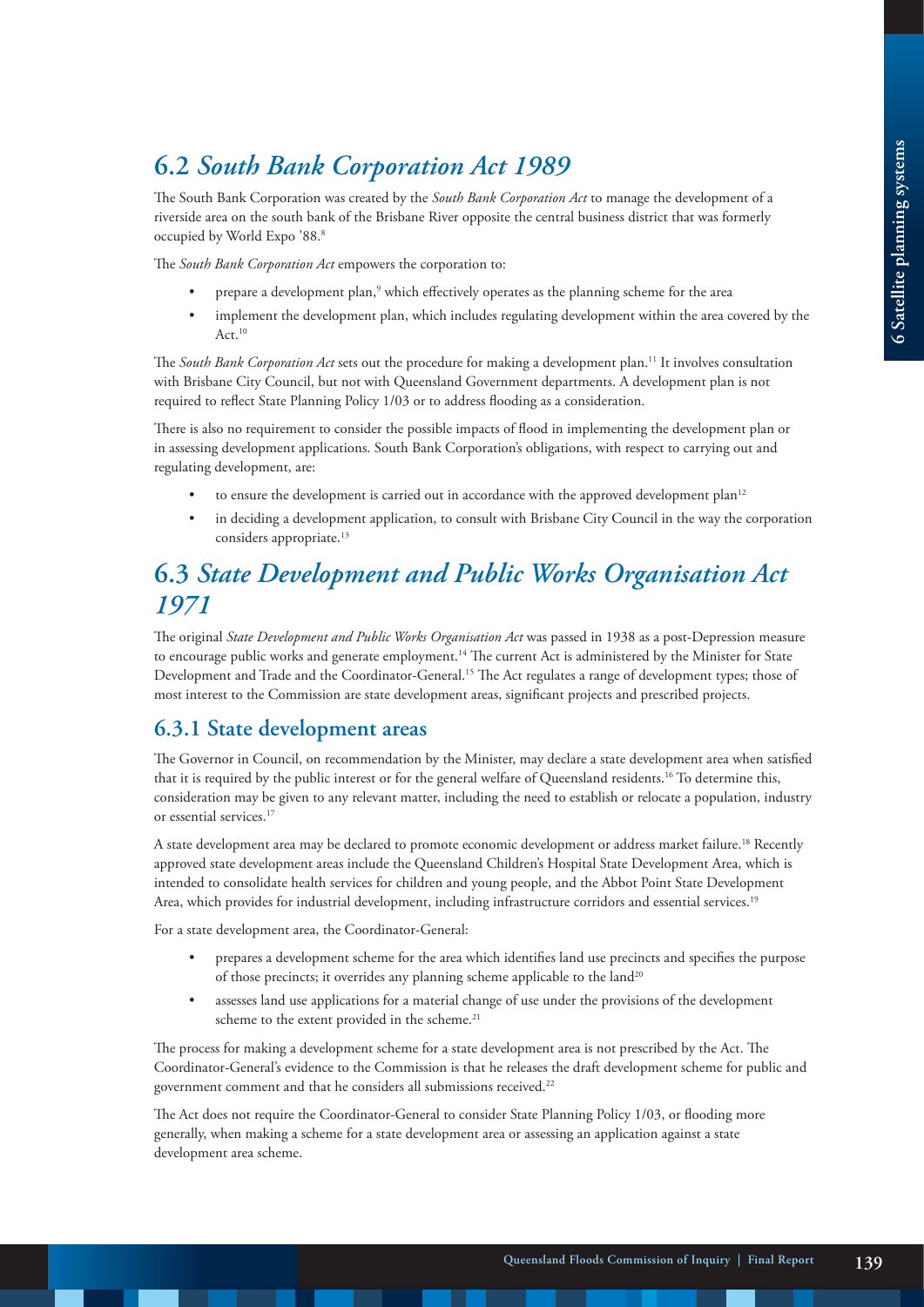## 6.2 *South Bank Corporation Act 1989*

The South Bank Corporation was created by the *South Bank Corporation Act* to manage the development of a riverside area on the south bank of the Brisbane River opposite the central business district that was formerly occupied by World Expo '88.[8]

The *South Bank Corporation Act* empowers the corporation to:

- prepare a development plan,[9] which effectively operates as the planning scheme for the area
- implement the development plan, which includes regulating development within the area covered by the Act.[10]

The *South Bank Corporation Act* sets out the procedure for making a development plan.[11] It involves consultation with Brisbane City Council, but not with Queensland Government departments. A development plan is not required to reflect State Planning Policy 1/03 or to address flooding as a consideration.

There is also no requirement to consider the possible impacts of flood in implementing the development plan or in assessing development applications. South Bank Corporation's obligations, with respect to carrying out and regulating development, are:

- to ensure the development is carried out in accordance with the approved development plan[12]
- in deciding a development application, to consult with Brisbane City Council in the way the corporation considers appropriate.[13]

## 6.3 *State Development and Public Works Organisation Act 1971*

The original *State Development and Public Works Organisation Act* was passed in 1938 as a post-Depression measure to encourage public works and generate employment.[14] The current Act is administered by the Minister for State Development and Trade and the Coordinator-General.[15] The Act regulates a range of development types; those of most interest to the Commission are state development areas, significant projects and prescribed projects.

### 6.3.1 State development areas

The Governor in Council, on recommendation by the Minister, may declare a state development area when satisfied that it is required by the public interest or for the general welfare of Queensland residents.[16] To determine this, consideration may be given to any relevant matter, including the need to establish or relocate a population, industry or essential services.[17]

A state development area may be declared to promote economic development or address market failure.[18] Recently approved state development areas include the Queensland Children's Hospital State Development Area, which is intended to consolidate health services for children and young people, and the Abbot Point State Development Area, which provides for industrial development, including infrastructure corridors and essential services.[19]

For a state development area, the Coordinator-General:

- prepares a development scheme for the area which identifies land use precincts and specifies the purpose of those precincts; it overrides any planning scheme applicable to the land[20]
- assesses land use applications for a material change of use under the provisions of the development scheme to the extent provided in the scheme.[21]

The process for making a development scheme for a state development area is not prescribed by the Act. The Coordinator-General's evidence to the Commission is that he releases the draft development scheme for public and government comment and that he considers all submissions received.[22]

The Act does not require the Coordinator-General to consider State Planning Policy 1/03, or flooding more generally, when making a scheme for a state development area or assessing an application against a state development area scheme.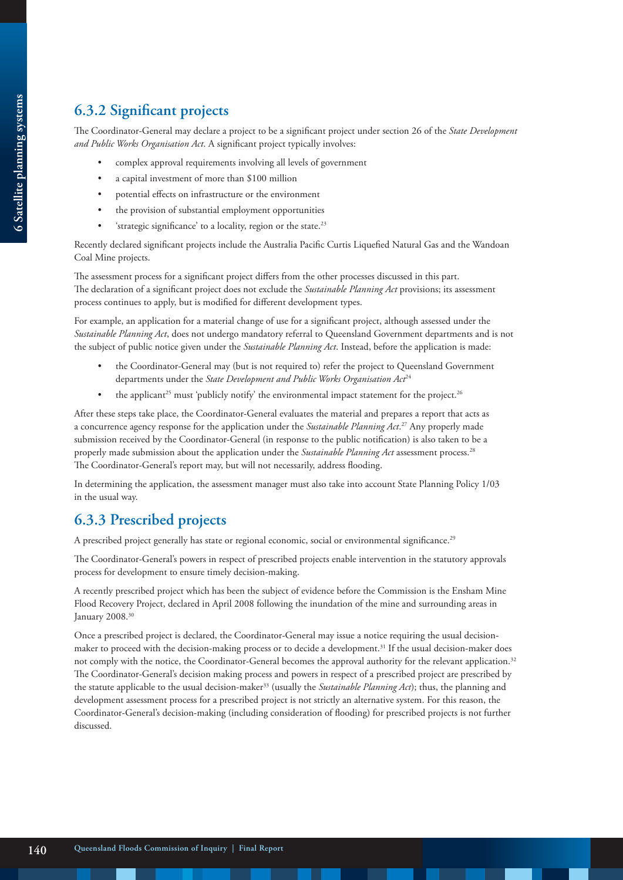## 6.3.2 Significant projects

The Coordinator-General may declare a project to be a significant project under section 26 of the *State Development and Public Works Organisation Act*. A significant project typically involves:

- complex approval requirements involving all levels of government
- a capital investment of more than $100 million
- potential effects on infrastructure or the environment
- the provision of substantial employment opportunities
- 'strategic significance' to a locality, region or the state.[23]

Recently declared significant projects include the Australia Pacific Curtis Liquefied Natural Gas and the Wandoan Coal Mine projects.

The assessment process for a significant project differs from the other processes discussed in this part. The declaration of a significant project does not exclude the *Sustainable Planning Act* provisions; its assessment process continues to apply, but is modified for different development types.

For example, an application for a material change of use for a significant project, although assessed under the *Sustainable Planning Act*, does not undergo mandatory referral to Queensland Government departments and is not the subject of public notice given under the *Sustainable Planning Act*. Instead, before the application is made:

- the Coordinator-General may (but is not required to) refer the project to Queensland Government departments under the *State Development and Public Works Organisation Act*[24]
- the applicant[25] must 'publicly notify' the environmental impact statement for the project.[26]

After these steps take place, the Coordinator-General evaluates the material and prepares a report that acts as a concurrence agency response for the application under the *Sustainable Planning Act*.[27] Any properly made submission received by the Coordinator-General (in response to the public notification) is also taken to be a properly made submission about the application under the *Sustainable Planning Act* assessment process.[28] The Coordinator-General's report may, but will not necessarily, address flooding.

In determining the application, the assessment manager must also take into account State Planning Policy 1/03 in the usual way.

## 6.3.3 Prescribed projects

A prescribed project generally has state or regional economic, social or environmental significance.[29]

The Coordinator-General's powers in respect of prescribed projects enable intervention in the statutory approvals process for development to ensure timely decision-making.

A recently prescribed project which has been the subject of evidence before the Commission is the Ensham Mine Flood Recovery Project, declared in April 2008 following the inundation of the mine and surrounding areas in January 2008.[30]

Once a prescribed project is declared, the Coordinator-General may issue a notice requiring the usual decision-maker to proceed with the decision-making process or to decide a development.[31] If the usual decision-maker does not comply with the notice, the Coordinator-General becomes the approval authority for the relevant application.[32] The Coordinator-General's decision making process and powers in respect of a prescribed project are prescribed by the statute applicable to the usual decision-maker[33] (usually the *Sustainable Planning Act*); thus, the planning and development assessment process for a prescribed project is not strictly an alternative system. For this reason, the Coordinator-General's decision-making (including consideration of flooding) for prescribed projects is not further discussed.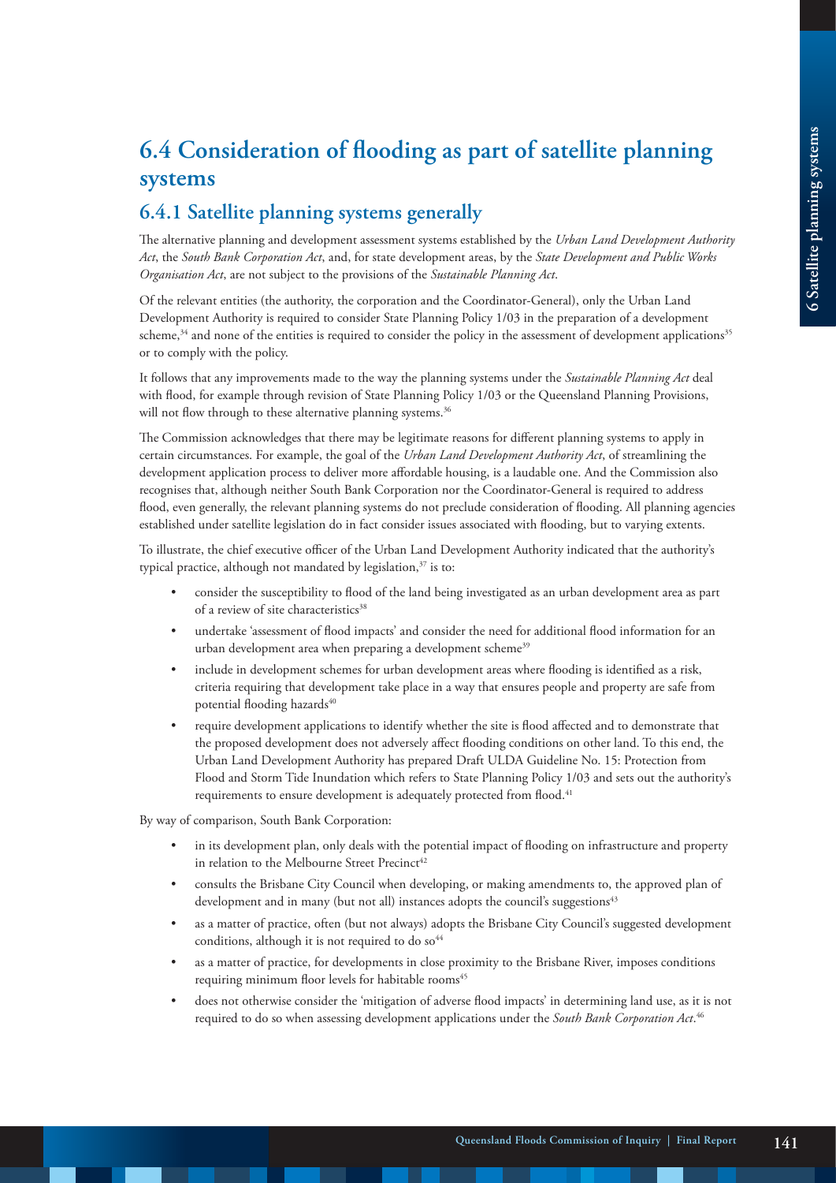## 6.4 Consideration of flooding as part of satellite planning systems

### 6.4.1 Satellite planning systems generally

The alternative planning and development assessment systems established by the *Urban Land Development Authority Act*, the *South Bank Corporation Act*, and, for state development areas, by the *State Development and Public Works Organisation Act*, are not subject to the provisions of the *Sustainable Planning Act*.

Of the relevant entities (the authority, the corporation and the Coordinator-General), only the Urban Land Development Authority is required to consider State Planning Policy 1/03 in the preparation of a development scheme,[34] and none of the entities is required to consider the policy in the assessment of development applications[35] or to comply with the policy.

It follows that any improvements made to the way the planning systems under the *Sustainable Planning Act* deal with flood, for example through revision of State Planning Policy 1/03 or the Queensland Planning Provisions, will not flow through to these alternative planning systems.[36]

The Commission acknowledges that there may be legitimate reasons for different planning systems to apply in certain circumstances. For example, the goal of the *Urban Land Development Authority Act*, of streamlining the development application process to deliver more affordable housing, is a laudable one. And the Commission also recognises that, although neither South Bank Corporation nor the Coordinator-General is required to address flood, even generally, the relevant planning systems do not preclude consideration of flooding. All planning agencies established under satellite legislation do in fact consider issues associated with flooding, but to varying extents.

To illustrate, the chief executive officer of the Urban Land Development Authority indicated that the authority's typical practice, although not mandated by legislation,[37] is to:

- consider the susceptibility to flood of the land being investigated as an urban development area as part of a review of site characteristics[38]
- undertake 'assessment of flood impacts' and consider the need for additional flood information for an urban development area when preparing a development scheme[39]
- include in development schemes for urban development areas where flooding is identified as a risk, criteria requiring that development take place in a way that ensures people and property are safe from potential flooding hazards[40]
- require development applications to identify whether the site is flood affected and to demonstrate that the proposed development does not adversely affect flooding conditions on other land. To this end, the Urban Land Development Authority has prepared Draft ULDA Guideline No. 15: Protection from Flood and Storm Tide Inundation which refers to State Planning Policy 1/03 and sets out the authority's requirements to ensure development is adequately protected from flood.[41]

By way of comparison, South Bank Corporation:

- in its development plan, only deals with the potential impact of flooding on infrastructure and property in relation to the Melbourne Street Precinct[42]
- consults the Brisbane City Council when developing, or making amendments to, the approved plan of development and in many (but not all) instances adopts the council's suggestions[43]
- as a matter of practice, often (but not always) adopts the Brisbane City Council's suggested development conditions, although it is not required to do so[44]
- as a matter of practice, for developments in close proximity to the Brisbane River, imposes conditions requiring minimum floor levels for habitable rooms[45]
- does not otherwise consider the 'mitigation of adverse flood impacts' in determining land use, as it is not required to do so when assessing development applications under the *South Bank Corporation Act*.[46]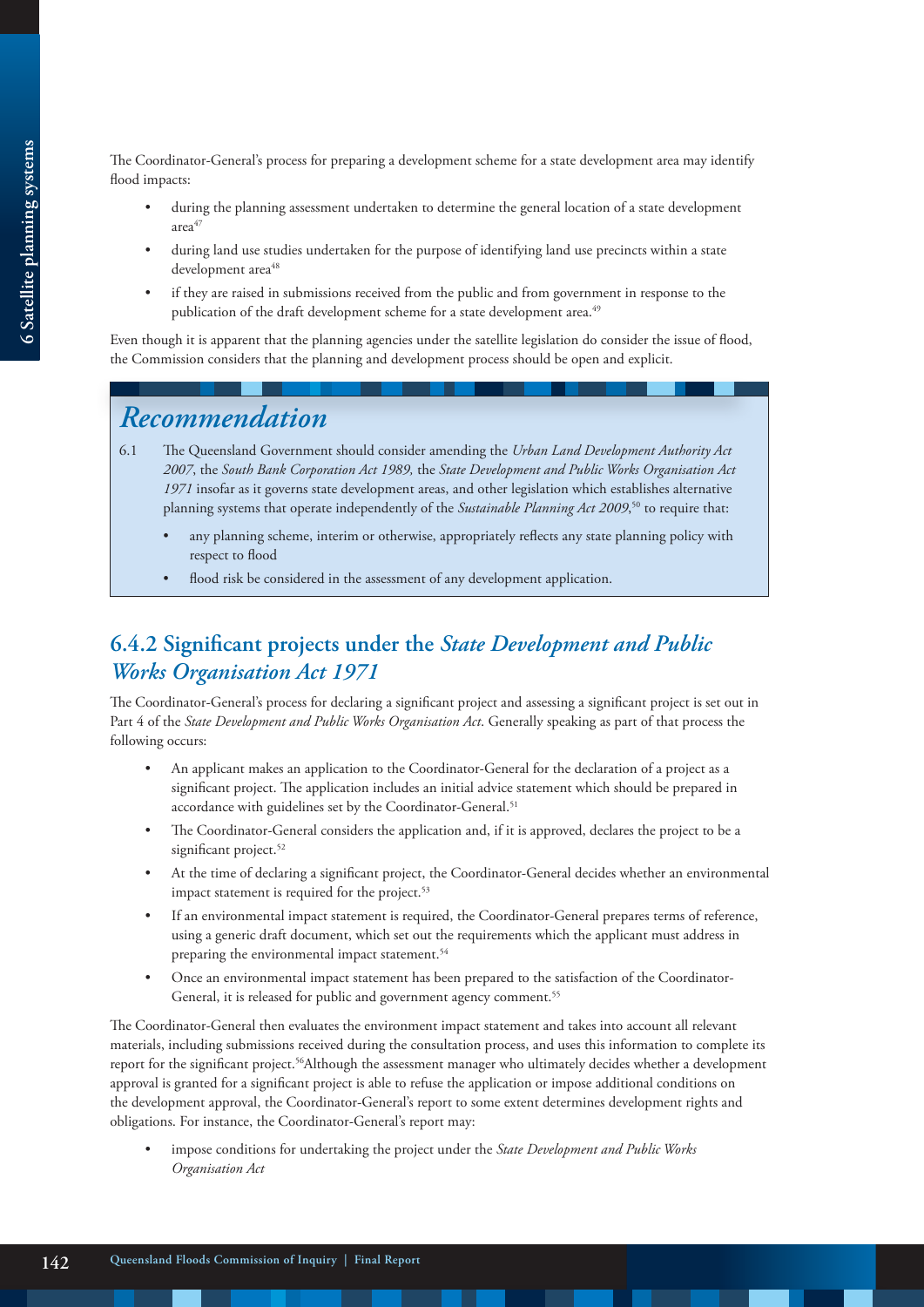The Coordinator-General's process for preparing a development scheme for a state development area may identify flood impacts:

- during the planning assessment undertaken to determine the general location of a state development area[47]
- during land use studies undertaken for the purpose of identifying land use precincts within a state development area[48]
- if they are raised in submissions received from the public and from government in response to the publication of the draft development scheme for a state development area.[49]

Even though it is apparent that the planning agencies under the satellite legislation do consider the issue of flood, the Commission considers that the planning and development process should be open and explicit.

## *Recommendation*

6.1 The Queensland Government should consider amending the *Urban Land Development Authority Act 2007*, the *South Bank Corporation Act 1989,* the *State Development and Public Works Organisation Act 1971* insofar as it governs state development areas, and other legislation which establishes alternative planning systems that operate independently of the *Sustainable Planning Act 2009*,[50] to require that:

- any planning scheme, interim or otherwise, appropriately reflects any state planning policy with respect to flood
- flood risk be considered in the assessment of any development application.

### 6.4.2 Significant projects under the *State Development and Public Works Organisation Act 1971*

The Coordinator-General's process for declaring a significant project and assessing a significant project is set out in Part 4 of the *State Development and Public Works Organisation Act*. Generally speaking as part of that process the following occurs:

- An applicant makes an application to the Coordinator-General for the declaration of a project as a significant project. The application includes an initial advice statement which should be prepared in accordance with guidelines set by the Coordinator-General.[51]
- The Coordinator-General considers the application and, if it is approved, declares the project to be a significant project.[52]
- At the time of declaring a significant project, the Coordinator-General decides whether an environmental impact statement is required for the project.[53]
- If an environmental impact statement is required, the Coordinator-General prepares terms of reference, using a generic draft document, which set out the requirements which the applicant must address in preparing the environmental impact statement.[54]
- Once an environmental impact statement has been prepared to the satisfaction of the Coordinator-General, it is released for public and government agency comment.[55]

The Coordinator-General then evaluates the environment impact statement and takes into account all relevant materials, including submissions received during the consultation process, and uses this information to complete its report for the significant project.[56] Although the assessment manager who ultimately decides whether a development approval is granted for a significant project is able to refuse the application or impose additional conditions on the development approval, the Coordinator-General's report to some extent determines development rights and obligations. For instance, the Coordinator-General's report may:

- impose conditions for undertaking the project under the *State Development and Public Works Organisation Act*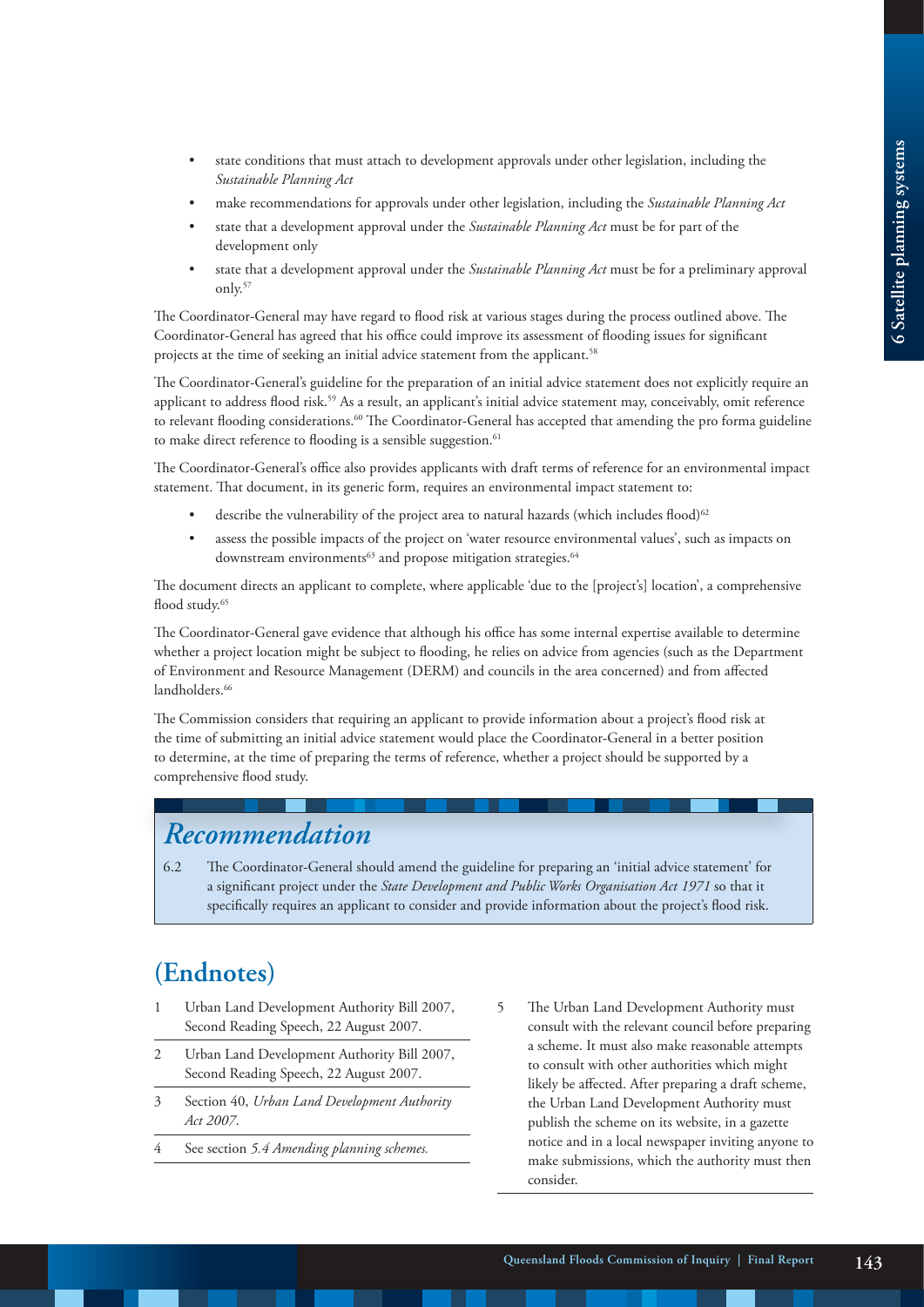- state conditions that must attach to development approvals under other legislation, including the *Sustainable Planning Act*
- make recommendations for approvals under other legislation, including the *Sustainable Planning Act*
- state that a development approval under the *Sustainable Planning Act* must be for part of the development only
- state that a development approval under the *Sustainable Planning Act* must be for a preliminary approval only.[57]

The Coordinator-General may have regard to flood risk at various stages during the process outlined above. The Coordinator-General has agreed that his office could improve its assessment of flooding issues for significant projects at the time of seeking an initial advice statement from the applicant.[58]

The Coordinator-General's guideline for the preparation of an initial advice statement does not explicitly require an applicant to address flood risk.[59] As a result, an applicant's initial advice statement may, conceivably, omit reference to relevant flooding considerations.[60] The Coordinator-General has accepted that amending the pro forma guideline to make direct reference to flooding is a sensible suggestion.[61]

The Coordinator-General's office also provides applicants with draft terms of reference for an environmental impact statement. That document, in its generic form, requires an environmental impact statement to:

- describe the vulnerability of the project area to natural hazards (which includes flood)[62]
- assess the possible impacts of the project on 'water resource environmental values', such as impacts on downstream environments[63] and propose mitigation strategies.[64]

The document directs an applicant to complete, where applicable 'due to the [project's] location', a comprehensive flood study.[65]

The Coordinator-General gave evidence that although his office has some internal expertise available to determine whether a project location might be subject to flooding, he relies on advice from agencies (such as the Department of Environment and Resource Management (DERM) and councils in the area concerned) and from affected landholders.[66]

The Commission considers that requiring an applicant to provide information about a project's flood risk at the time of submitting an initial advice statement would place the Coordinator-General in a better position to determine, at the time of preparing the terms of reference, whether a project should be supported by a comprehensive flood study.

## Recommendation

6.2 The Coordinator-General should amend the guideline for preparing an 'initial advice statement' for a significant project under the *State Development and Public Works Organisation Act 1971* so that it specifically requires an applicant to consider and provide information about the project's flood risk.

## (Endnotes)

1. Urban Land Development Authority Bill 2007, Second Reading Speech, 22 August 2007.
2. Urban Land Development Authority Bill 2007, Second Reading Speech, 22 August 2007.
3. Section 40, *Urban Land Development Authority Act 2007*.
4. See section *5.4 Amending planning schemes.*
5. The Urban Land Development Authority must consult with the relevant council before preparing a scheme. It must also make reasonable attempts to consult with other authorities which might likely be affected. After preparing a draft scheme, the Urban Land Development Authority must publish the scheme on its website, in a gazette notice and in a local newspaper inviting anyone to make submissions, which the authority must then consider.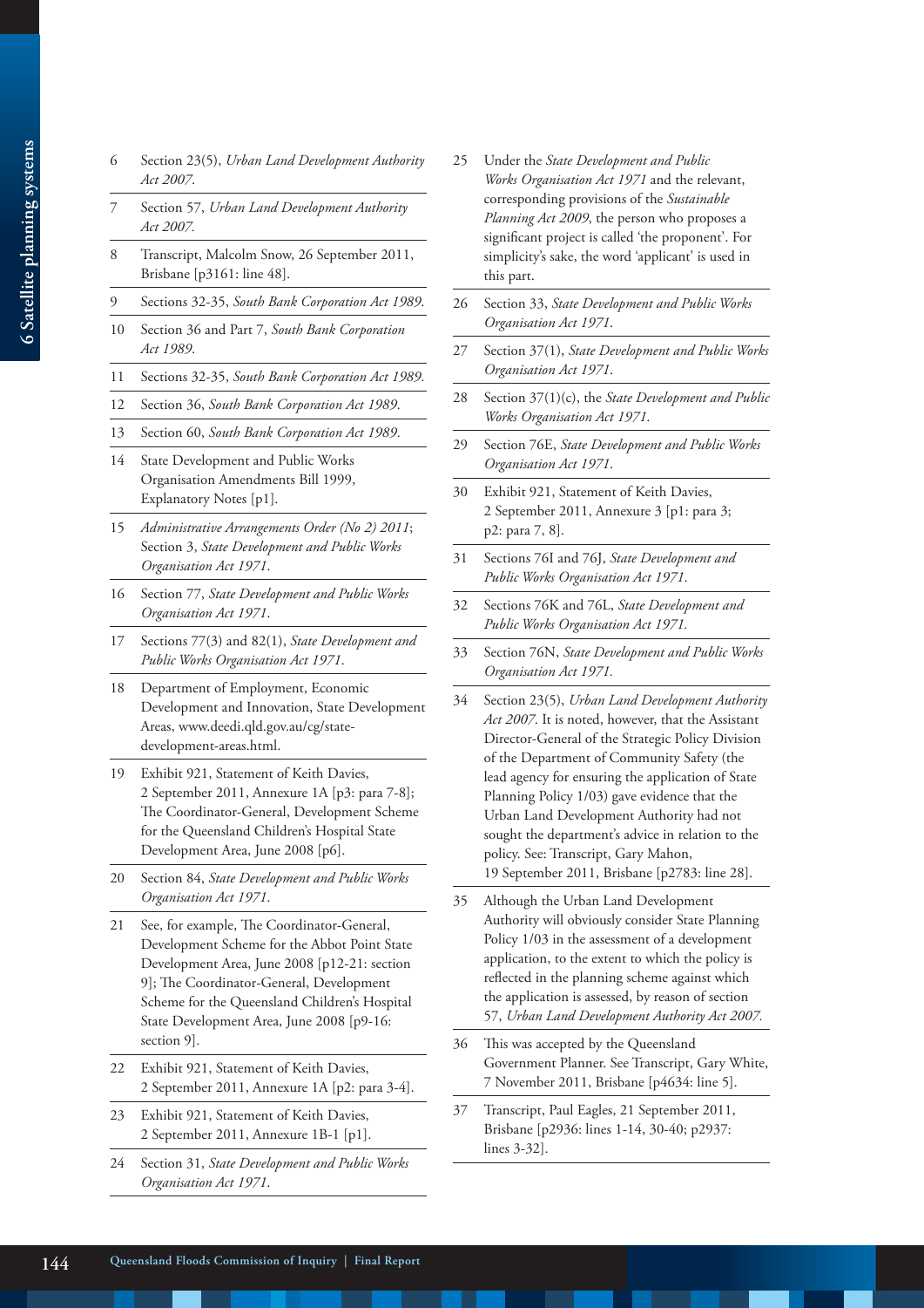6 Section 23(5), *Urban Land Development Authority Act 2007*.

7 Section 57, *Urban Land Development Authority Act 2007*.

8 Transcript, Malcolm Snow, 26 September 2011, Brisbane [p3161: line 48].

9 Sections 32-35, *South Bank Corporation Act 1989*.

10 Section 36 and Part 7, *South Bank Corporation Act 1989*.

11 Sections 32-35, *South Bank Corporation Act 1989*.

12 Section 36, *South Bank Corporation Act 1989*.

13 Section 60, *South Bank Corporation Act 1989*.

14 State Development and Public Works Organisation Amendments Bill 1999, Explanatory Notes [p1].

15 *Administrative Arrangements Order (No 2) 2011*; Section 3, *State Development and Public Works Organisation Act 1971*.

16 Section 77, *State Development and Public Works Organisation Act 1971*.

17 Sections 77(3) and 82(1), *State Development and Public Works Organisation Act 1971*.

18 Department of Employment, Economic Development and Innovation, State Development Areas, www.deedi.qld.gov.au/cg/state-development-areas.html.

19 Exhibit 921, Statement of Keith Davies, 2 September 2011, Annexure 1A [p3: para 7-8]; The Coordinator-General, Development Scheme for the Queensland Children's Hospital State Development Area, June 2008 [p6].

20 Section 84, *State Development and Public Works Organisation Act 1971*.

21 See, for example, The Coordinator-General, Development Scheme for the Abbot Point State Development Area, June 2008 [p12-21: section 9]; The Coordinator-General, Development Scheme for the Queensland Children's Hospital State Development Area, June 2008 [p9-16: section 9].

22 Exhibit 921, Statement of Keith Davies, 2 September 2011, Annexure 1A [p2: para 3-4].

23 Exhibit 921, Statement of Keith Davies, 2 September 2011, Annexure 1B-1 [p1].

24 Section 31, *State Development and Public Works Organisation Act 1971*.

25 Under the *State Development and Public Works Organisation Act 1971* and the relevant, corresponding provisions of the *Sustainable Planning Act 2009*, the person who proposes a significant project is called 'the proponent'. For simplicity's sake, the word 'applicant' is used in this part.

26 Section 33, *State Development and Public Works Organisation Act 1971*.

27 Section 37(1), *State Development and Public Works Organisation Act 1971*.

28 Section 37(1)(c), the *State Development and Public Works Organisation Act 1971*.

29 Section 76E, *State Development and Public Works Organisation Act 1971*.

30 Exhibit 921, Statement of Keith Davies, 2 September 2011, Annexure 3 [p1: para 3; p2: para 7, 8].

31 Sections 76I and 76J, *State Development and Public Works Organisation Act 1971*.

32 Sections 76K and 76L, *State Development and Public Works Organisation Act 1971*.

33 Section 76N, *State Development and Public Works Organisation Act 1971*.

34 Section 23(5), *Urban Land Development Authority Act 2007*. It is noted, however, that the Assistant Director-General of the Strategic Policy Division of the Department of Community Safety (the lead agency for ensuring the application of State Planning Policy 1/03) gave evidence that the Urban Land Development Authority had not sought the department's advice in relation to the policy. See: Transcript, Gary Mahon, 19 September 2011, Brisbane [p2783: line 28].

35 Although the Urban Land Development Authority will obviously consider State Planning Policy 1/03 in the assessment of a development application, to the extent to which the policy is reflected in the planning scheme against which the application is assessed, by reason of section 57, *Urban Land Development Authority Act 2007*.

36 This was accepted by the Queensland Government Planner. See Transcript, Gary White, 7 November 2011, Brisbane [p4634: line 5].

37 Transcript, Paul Eagles, 21 September 2011, Brisbane [p2936: lines 1-14, 30-40; p2937: lines 3-32].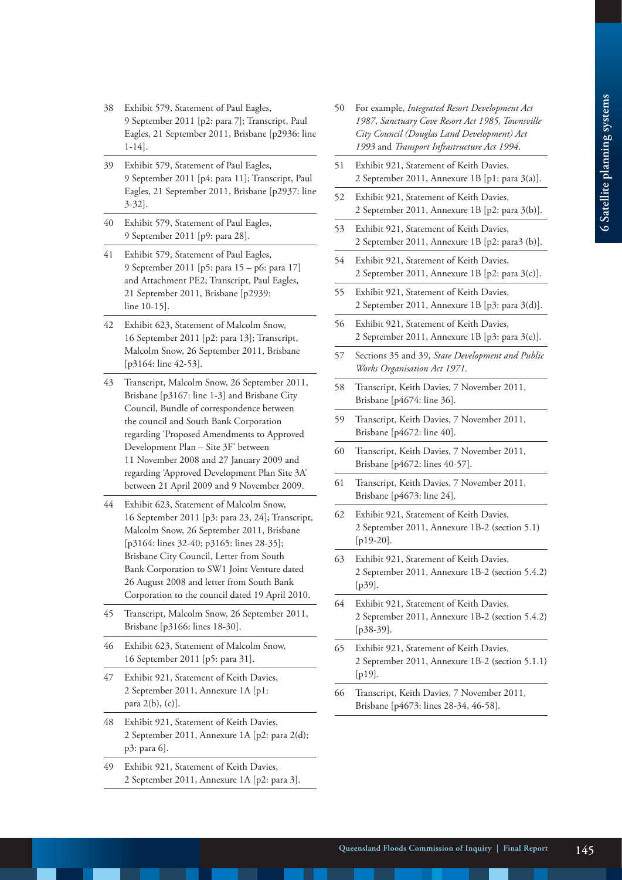38 Exhibit 579, Statement of Paul Eagles, 9 September 2011 [p2: para 7]; Transcript, Paul Eagles, 21 September 2011, Brisbane [p2936: line 1-14].

39 Exhibit 579, Statement of Paul Eagles, 9 September 2011 [p4: para 11]; Transcript, Paul Eagles, 21 September 2011, Brisbane [p2937: line 3-32].

40 Exhibit 579, Statement of Paul Eagles, 9 September 2011 [p9: para 28].

41 Exhibit 579, Statement of Paul Eagles, 9 September 2011 [p5: para 15 – p6: para 17] and Attachment PE2; Transcript, Paul Eagles, 21 September 2011, Brisbane [p2939: line 10-15].

42 Exhibit 623, Statement of Malcolm Snow, 16 September 2011 [p2: para 13]; Transcript, Malcolm Snow, 26 September 2011, Brisbane [p3164: line 42-53].

43 Transcript, Malcolm Snow, 26 September 2011, Brisbane [p3167: line 1-3] and Brisbane City Council, Bundle of correspondence between the council and South Bank Corporation regarding 'Proposed Amendments to Approved Development Plan – Site 3F' between 11 November 2008 and 27 January 2009 and regarding 'Approved Development Plan Site 3A' between 21 April 2009 and 9 November 2009.

44 Exhibit 623, Statement of Malcolm Snow, 16 September 2011 [p3: para 23, 24]; Transcript, Malcolm Snow, 26 September 2011, Brisbane [p3164: lines 32-40; p3165: lines 28-35]; Brisbane City Council, Letter from South Bank Corporation to SW1 Joint Venture dated 26 August 2008 and letter from South Bank Corporation to the council dated 19 April 2010.

45 Transcript, Malcolm Snow, 26 September 2011, Brisbane [p3166: lines 18-30].

46 Exhibit 623, Statement of Malcolm Snow, 16 September 2011 [p5: para 31].

47 Exhibit 921, Statement of Keith Davies, 2 September 2011, Annexure 1A [p1: para 2(b), (c)].

48 Exhibit 921, Statement of Keith Davies, 2 September 2011, Annexure 1A [p2: para 2(d); p3: para 6].

49 Exhibit 921, Statement of Keith Davies, 2 September 2011, Annexure 1A [p2: para 3].

50 For example, *Integrated Resort Development Act 1987, Sanctuary Cove Resort Act 1985, Townsville City Council (Douglas Land Development) Act 1993* and *Transport Infrastructure Act 1994*.

51 Exhibit 921, Statement of Keith Davies, 2 September 2011, Annexure 1B [p1: para 3(a)].

52 Exhibit 921, Statement of Keith Davies, 2 September 2011, Annexure 1B [p2: para 3(b)].

53 Exhibit 921, Statement of Keith Davies, 2 September 2011, Annexure 1B [p2: para3 (b)].

54 Exhibit 921, Statement of Keith Davies, 2 September 2011, Annexure 1B [p2: para 3(c)].

55 Exhibit 921, Statement of Keith Davies, 2 September 2011, Annexure 1B [p3: para 3(d)].

56 Exhibit 921, Statement of Keith Davies, 2 September 2011, Annexure 1B [p3: para 3(e)].

57 Sections 35 and 39, *State Development and Public Works Organisation Act 1971*.

58 Transcript, Keith Davies, 7 November 2011, Brisbane [p4674: line 36].

59 Transcript, Keith Davies, 7 November 2011, Brisbane [p4672: line 40].

60 Transcript, Keith Davies, 7 November 2011, Brisbane [p4672: lines 40-57].

61 Transcript, Keith Davies, 7 November 2011, Brisbane [p4673: line 24].

62 Exhibit 921, Statement of Keith Davies, 2 September 2011, Annexure 1B-2 (section 5.1) [p19-20].

63 Exhibit 921, Statement of Keith Davies, 2 September 2011, Annexure 1B-2 (section 5.4.2) [p39].

64 Exhibit 921, Statement of Keith Davies, 2 September 2011, Annexure 1B-2 (section 5.4.2) [p38-39].

65 Exhibit 921, Statement of Keith Davies, 2 September 2011, Annexure 1B-2 (section 5.1.1) [p19].

66 Transcript, Keith Davies, 7 November 2011, Brisbane [p4673: lines 28-34, 46-58].